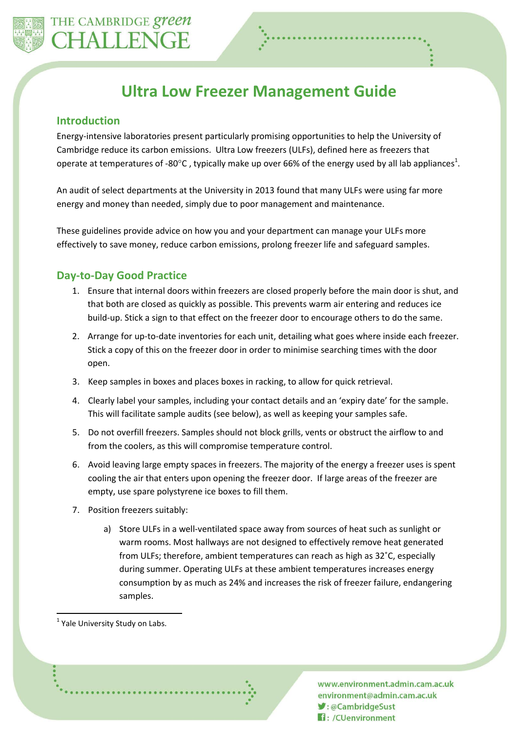# Ultra Low Freezer Management Guide

## Introduction

Energy-intensive laboratories present particularly promising opportunities to help the University of Cambridge reduce its carbon emissions. Ultra Low freezers (ULFs), defined here as freezers that operate at temperatures of -80°C , typically make up over 66% of the energy used by all lab appliances[1].

An audit of select departments at the University in 2013 found that many ULFs were using far more energy and money than needed, simply due to poor management and maintenance.

These guidelines provide advice on how you and your department can manage your ULFs more effectively to save money, reduce carbon emissions, prolong freezer life and safeguard samples.

## Day-to-Day Good Practice

1. Ensure that internal doors within freezers are closed properly before the main door is shut, and that both are closed as quickly as possible. This prevents warm air entering and reduces ice build-up. Stick a sign to that effect on the freezer door to encourage others to do the same.
2. Arrange for up-to-date inventories for each unit, detailing what goes where inside each freezer. Stick a copy of this on the freezer door in order to minimise searching times with the door open.
3. Keep samples in boxes and places boxes in racking, to allow for quick retrieval.
4. Clearly label your samples, including your contact details and an 'expiry date' for the sample. This will facilitate sample audits (see below), as well as keeping your samples safe.
5. Do not overfill freezers. Samples should not block grills, vents or obstruct the airflow to and from the coolers, as this will compromise temperature control.
6. Avoid leaving large empty spaces in freezers. The majority of the energy a freezer uses is spent cooling the air that enters upon opening the freezer door. If large areas of the freezer are empty, use spare polystyrene ice boxes to fill them.
7. Position freezers suitably:
    a) Store ULFs in a well-ventilated space away from sources of heat such as sunlight or warm rooms. Most hallways are not designed to effectively remove heat generated from ULFs; therefore, ambient temperatures can reach as high as 32˚C, especially during summer. Operating ULFs at these ambient temperatures increases energy consumption by as much as 24% and increases the risk of freezer failure, endangering samples.

[1] Yale University Study on Labs.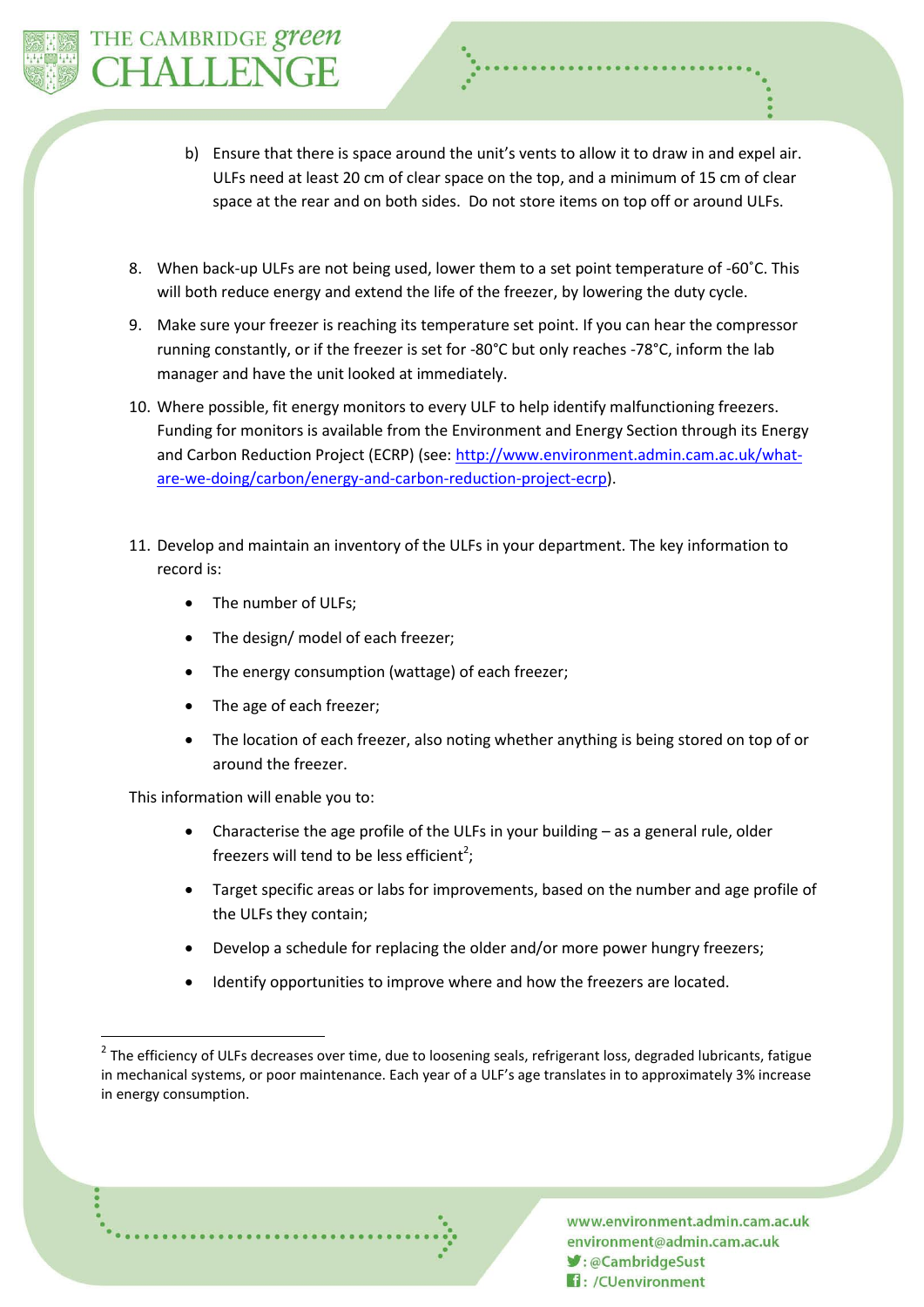b) Ensure that there is space around the unit's vents to allow it to draw in and expel air. ULFs need at least 20 cm of clear space on the top, and a minimum of 15 cm of clear space at the rear and on both sides. Do not store items on top off or around ULFs.

8. When back-up ULFs are not being used, lower them to a set point temperature of -60˚C. This will both reduce energy and extend the life of the freezer, by lowering the duty cycle.
9. Make sure your freezer is reaching its temperature set point. If you can hear the compressor running constantly, or if the freezer is set for -80°C but only reaches -78°C, inform the lab manager and have the unit looked at immediately.
10. Where possible, fit energy monitors to every ULF to help identify malfunctioning freezers. Funding for monitors is available from the Environment and Energy Section through its Energy and Carbon Reduction Project (ECRP) (see: [http://www.environment.admin.cam.ac.uk/what-are-we-doing/carbon/energy-and-carbon-reduction-project-ecrp](http://www.environment.admin.cam.ac.uk/what-are-we-doing/carbon/energy-and-carbon-reduction-project-ecrp)).
11. Develop and maintain an inventory of the ULFs in your department. The key information to record is:
    - The number of ULFs;
    - The design/ model of each freezer;
    - The energy consumption (wattage) of each freezer;
    - The age of each freezer;
    - The location of each freezer, also noting whether anything is being stored on top of or around the freezer.

This information will enable you to:

- Characterise the age profile of the ULFs in your building – as a general rule, older freezers will tend to be less efficient[2];
- Target specific areas or labs for improvements, based on the number and age profile of the ULFs they contain;
- Develop a schedule for replacing the older and/or more power hungry freezers;
- Identify opportunities to improve where and how the freezers are located.

---

[2] The efficiency of ULFs decreases over time, due to loosening seals, refrigerant loss, degraded lubricants, fatigue in mechanical systems, or poor maintenance. Each year of a ULF's age translates in to approximately 3% increase in energy consumption.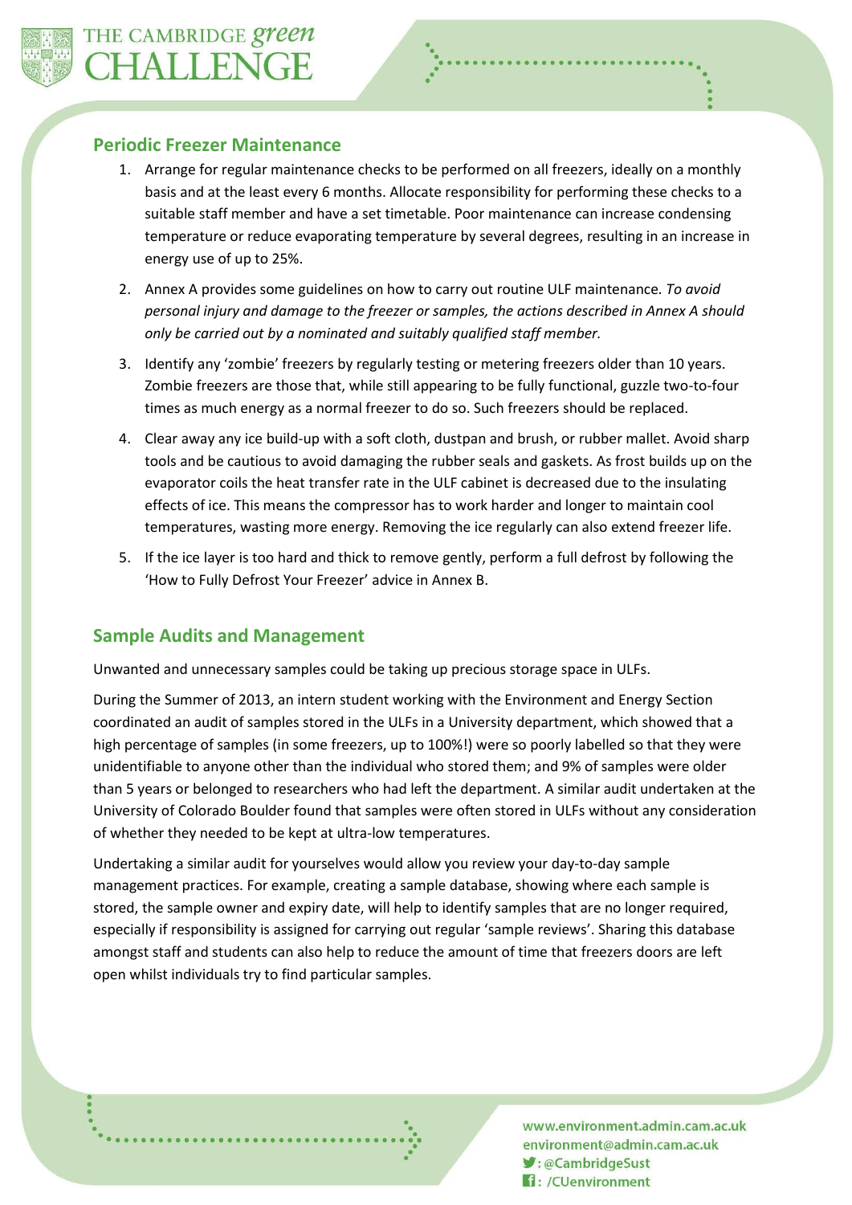## Periodic Freezer Maintenance

1. Arrange for regular maintenance checks to be performed on all freezers, ideally on a monthly basis and at the least every 6 months. Allocate responsibility for performing these checks to a suitable staff member and have a set timetable. Poor maintenance can increase condensing temperature or reduce evaporating temperature by several degrees, resulting in an increase in energy use of up to 25%.
2. Annex A provides some guidelines on how to carry out routine ULF maintenance. *To avoid personal injury and damage to the freezer or samples, the actions described in Annex A should only be carried out by a nominated and suitably qualified staff member.*
3. Identify any 'zombie' freezers by regularly testing or metering freezers older than 10 years. Zombie freezers are those that, while still appearing to be fully functional, guzzle two-to-four times as much energy as a normal freezer to do so. Such freezers should be replaced.
4. Clear away any ice build-up with a soft cloth, dustpan and brush, or rubber mallet. Avoid sharp tools and be cautious to avoid damaging the rubber seals and gaskets. As frost builds up on the evaporator coils the heat transfer rate in the ULF cabinet is decreased due to the insulating effects of ice. This means the compressor has to work harder and longer to maintain cool temperatures, wasting more energy. Removing the ice regularly can also extend freezer life.
5. If the ice layer is too hard and thick to remove gently, perform a full defrost by following the 'How to Fully Defrost Your Freezer' advice in Annex B.

## Sample Audits and Management

Unwanted and unnecessary samples could be taking up precious storage space in ULFs.

During the Summer of 2013, an intern student working with the Environment and Energy Section coordinated an audit of samples stored in the ULFs in a University department, which showed that a high percentage of samples (in some freezers, up to 100%!) were so poorly labelled so that they were unidentifiable to anyone other than the individual who stored them; and 9% of samples were older than 5 years or belonged to researchers who had left the department. A similar audit undertaken at the University of Colorado Boulder found that samples were often stored in ULFs without any consideration of whether they needed to be kept at ultra-low temperatures.

Undertaking a similar audit for yourselves would allow you review your day-to-day sample management practices. For example, creating a sample database, showing where each sample is stored, the sample owner and expiry date, will help to identify samples that are no longer required, especially if responsibility is assigned for carrying out regular 'sample reviews'. Sharing this database amongst staff and students can also help to reduce the amount of time that freezers doors are left open whilst individuals try to find particular samples.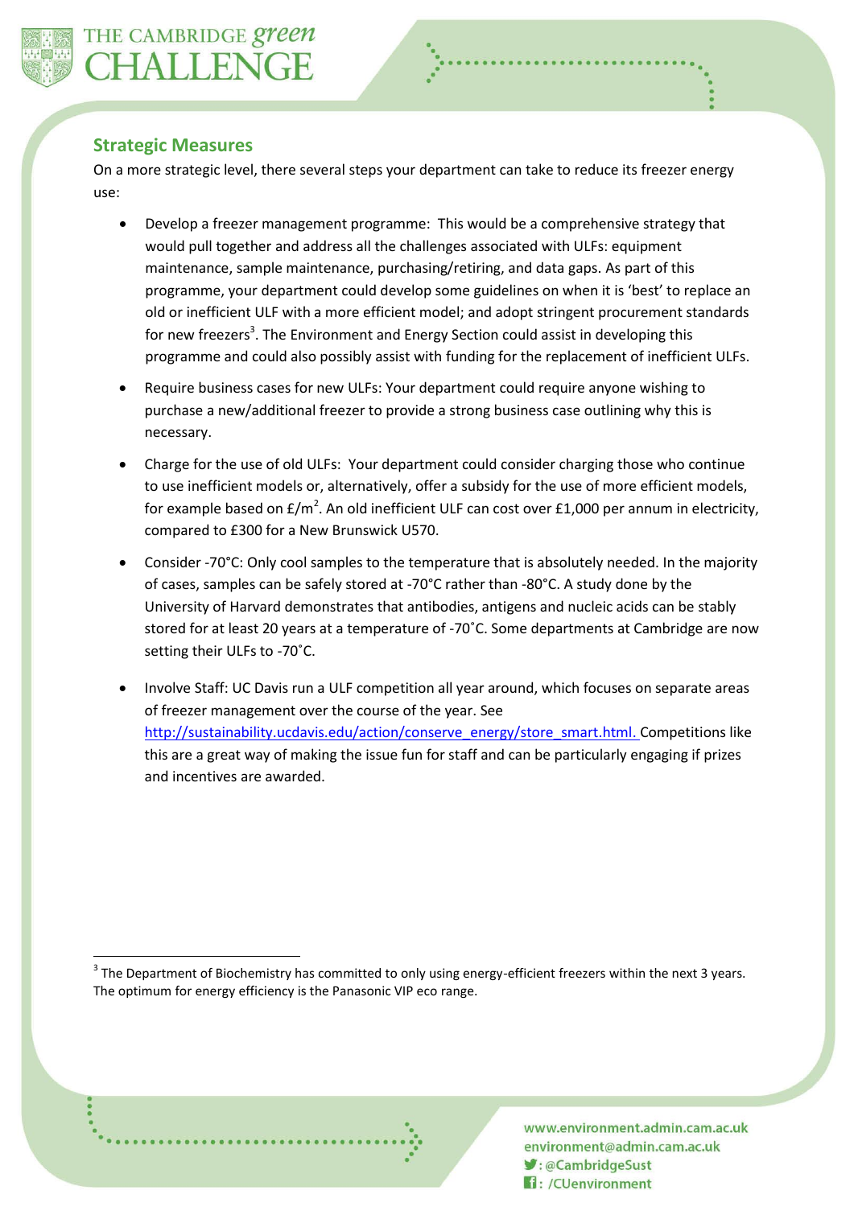## Strategic Measures

On a more strategic level, there several steps your department can take to reduce its freezer energy use:

- Develop a freezer management programme: This would be a comprehensive strategy that would pull together and address all the challenges associated with ULFs: equipment maintenance, sample maintenance, purchasing/retiring, and data gaps. As part of this programme, your department could develop some guidelines on when it is 'best' to replace an old or inefficient ULF with a more efficient model; and adopt stringent procurement standards for new freezers[3]. The Environment and Energy Section could assist in developing this programme and could also possibly assist with funding for the replacement of inefficient ULFs.
- Require business cases for new ULFs: Your department could require anyone wishing to purchase a new/additional freezer to provide a strong business case outlining why this is necessary.
- Charge for the use of old ULFs: Your department could consider charging those who continue to use inefficient models or, alternatively, offer a subsidy for the use of more efficient models, for example based on £/$m^2$. An old inefficient ULF can cost over £1,000 per annum in electricity, compared to £300 for a New Brunswick U570.
- Consider -70°C: Only cool samples to the temperature that is absolutely needed. In the majority of cases, samples can be safely stored at -70°C rather than -80°C. A study done by the University of Harvard demonstrates that antibodies, antigens and nucleic acids can be stably stored for at least 20 years at a temperature of -70˚C. Some departments at Cambridge are now setting their ULFs to -70˚C.
- Involve Staff: UC Davis run a ULF competition all year around, which focuses on separate areas of freezer management over the course of the year. See http://sustainability.ucdavis.edu/action/conserve_energy/store_smart.html. Competitions like this are a great way of making the issue fun for staff and can be particularly engaging if prizes and incentives are awarded.

[3] The Department of Biochemistry has committed to only using energy-efficient freezers within the next 3 years. The optimum for energy efficiency is the Panasonic VIP eco range.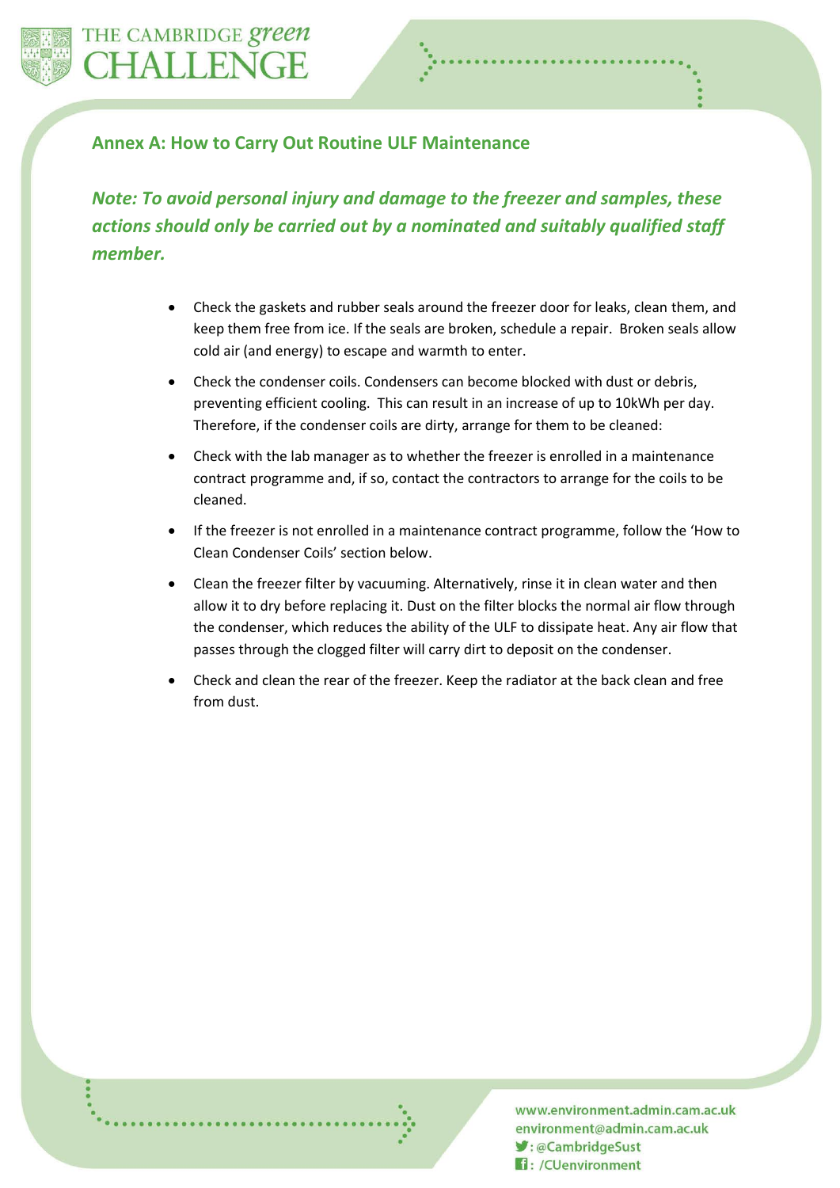## Annex A: How to Carry Out Routine ULF Maintenance

***Note: To avoid personal injury and damage to the freezer and samples, these actions should only be carried out by a nominated and suitably qualified staff member.***

- Check the gaskets and rubber seals around the freezer door for leaks, clean them, and keep them free from ice. If the seals are broken, schedule a repair. Broken seals allow cold air (and energy) to escape and warmth to enter.
- Check the condenser coils. Condensers can become blocked with dust or debris, preventing efficient cooling. This can result in an increase of up to 10kWh per day. Therefore, if the condenser coils are dirty, arrange for them to be cleaned:
- Check with the lab manager as to whether the freezer is enrolled in a maintenance contract programme and, if so, contact the contractors to arrange for the coils to be cleaned.
- If the freezer is not enrolled in a maintenance contract programme, follow the 'How to Clean Condenser Coils' section below.
- Clean the freezer filter by vacuuming. Alternatively, rinse it in clean water and then allow it to dry before replacing it. Dust on the filter blocks the normal air flow through the condenser, which reduces the ability of the ULF to dissipate heat. Any air flow that passes through the clogged filter will carry dirt to deposit on the condenser.
- Check and clean the rear of the freezer. Keep the radiator at the back clean and free from dust.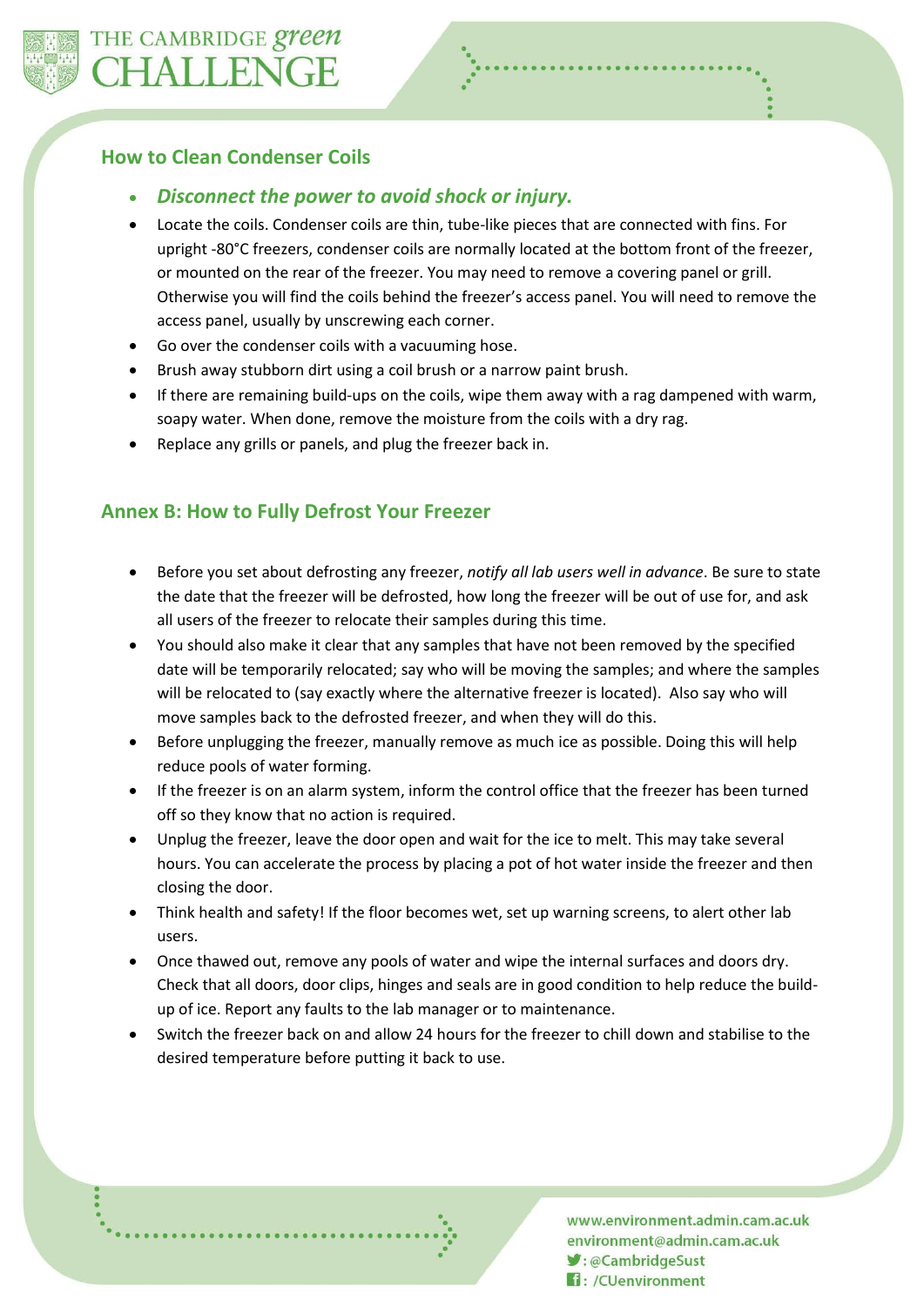## How to Clean Condenser Coils

- ***Disconnect the power to avoid shock or injury.***
- Locate the coils. Condenser coils are thin, tube-like pieces that are connected with fins. For upright -80°C freezers, condenser coils are normally located at the bottom front of the freezer, or mounted on the rear of the freezer. You may need to remove a covering panel or grill. Otherwise you will find the coils behind the freezer's access panel. You will need to remove the access panel, usually by unscrewing each corner.
- Go over the condenser coils with a vacuuming hose.
- Brush away stubborn dirt using a coil brush or a narrow paint brush.
- If there are remaining build-ups on the coils, wipe them away with a rag dampened with warm, soapy water. When done, remove the moisture from the coils with a dry rag.
- Replace any grills or panels, and plug the freezer back in.

## Annex B: How to Fully Defrost Your Freezer

- Before you set about defrosting any freezer, *notify all lab users well in advance*. Be sure to state the date that the freezer will be defrosted, how long the freezer will be out of use for, and ask all users of the freezer to relocate their samples during this time.
- You should also make it clear that any samples that have not been removed by the specified date will be temporarily relocated; say who will be moving the samples; and where the samples will be relocated to (say exactly where the alternative freezer is located). Also say who will move samples back to the defrosted freezer, and when they will do this.
- Before unplugging the freezer, manually remove as much ice as possible. Doing this will help reduce pools of water forming.
- If the freezer is on an alarm system, inform the control office that the freezer has been turned off so they know that no action is required.
- Unplug the freezer, leave the door open and wait for the ice to melt. This may take several hours. You can accelerate the process by placing a pot of hot water inside the freezer and then closing the door.
- Think health and safety! If the floor becomes wet, set up warning screens, to alert other lab users.
- Once thawed out, remove any pools of water and wipe the internal surfaces and doors dry. Check that all doors, door clips, hinges and seals are in good condition to help reduce the build-up of ice. Report any faults to the lab manager or to maintenance.
- Switch the freezer back on and allow 24 hours for the freezer to chill down and stabilise to the desired temperature before putting it back to use.